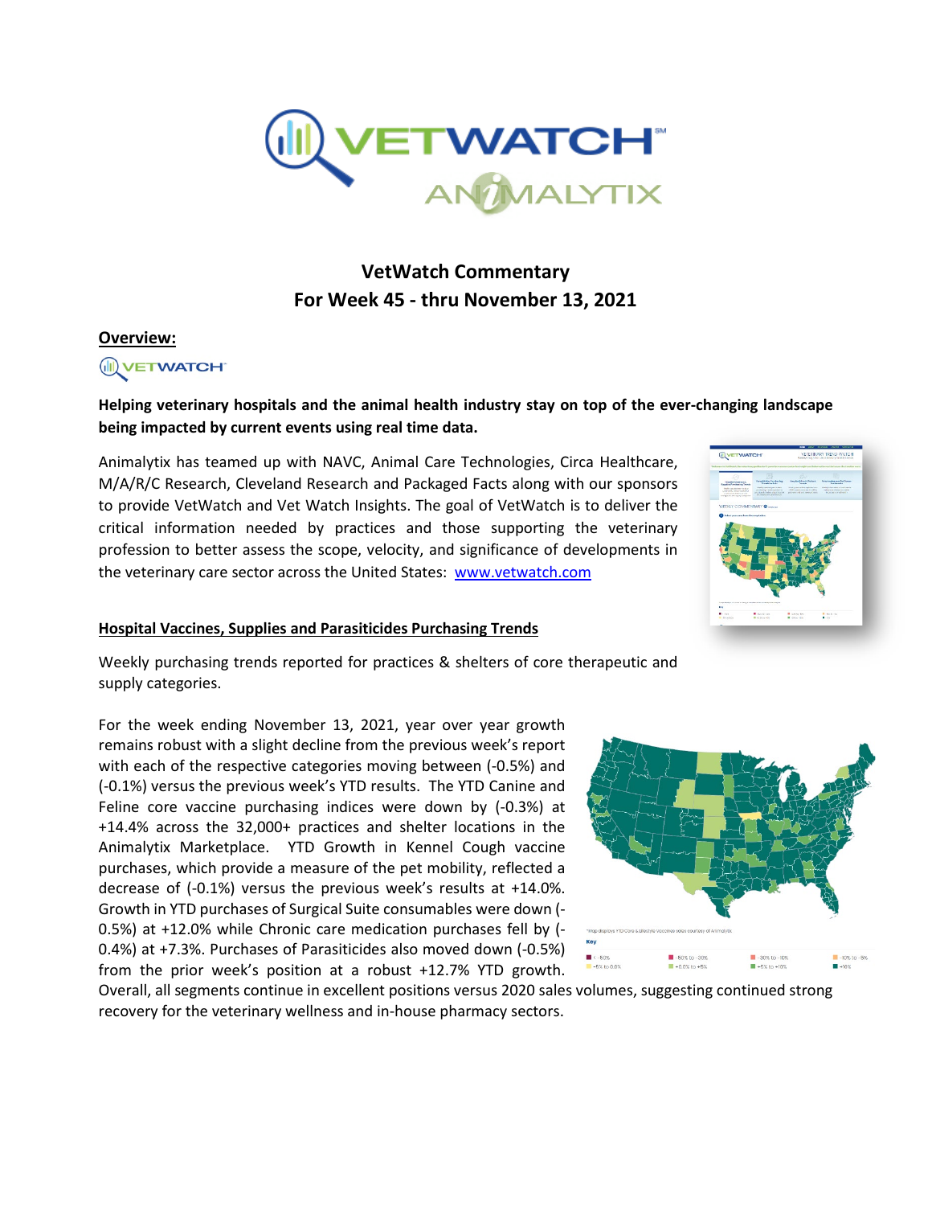# VetWatch Commentary
## For Week 45 - thru November 13, 2021

**Overview:**

**Helping veterinary hospitals and the animal health industry stay on top of the ever-changing landscape being impacted by current events using real time data.**

Animalytix has teamed up with NAVC, Animal Care Technologies, Circa Healthcare, M/A/R/C Research, Cleveland Research and Packaged Facts along with our sponsors to provide VetWatch and Vet Watch Insights. The goal of VetWatch is to deliver the critical information needed by practices and those supporting the veterinary profession to better assess the scope, velocity, and significance of developments in the veterinary care sector across the United States: www.vetwatch.com

**Hospital Vaccines, Supplies and Parasiticides Purchasing Trends**

Weekly purchasing trends reported for practices & shelters of core therapeutic and supply categories.

For the week ending November 13, 2021, year over year growth remains robust with a slight decline from the previous week's report with each of the respective categories moving between (-0.5%) and (-0.1%) versus the previous week's YTD results. The YTD Canine and Feline core vaccine purchasing indices were down by (-0.3%) at +14.4% across the 32,000+ practices and shelter locations in the Animalytix Marketplace. YTD Growth in Kennel Cough vaccine purchases, which provide a measure of the pet mobility, reflected a decrease of (-0.1%) versus the previous week's results at +14.0%. Growth in YTD purchases of Surgical Suite consumables were down (-0.5%) at +12.0% while Chronic care medication purchases fell by (-0.4%) at +7.3%. Purchases of Parasiticides also moved down (-0.5%) from the prior week's position at a robust +12.7% YTD growth. Overall, all segments continue in excellent positions versus 2020 sales volumes, suggesting continued strong recovery for the veterinary wellness and in-house pharmacy sectors.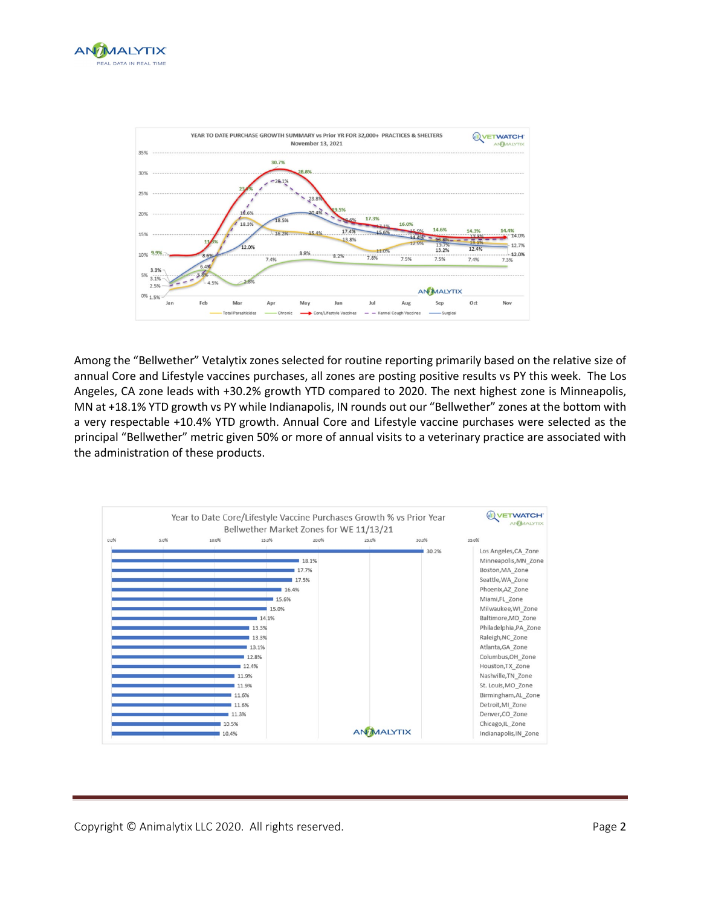YEAR TO DATE PURCHASE GROWTH SUMMARY vs Prior YR FOR 32,000+ PRACTICES & SHELTERS
November 13, 2021

Among the "Bellwether" Vetalytix zones selected for routine reporting primarily based on the relative size of annual Core and Lifestyle vaccines purchases, all zones are posting positive results vs PY this week. The Los Angeles, CA zone leads with +30.2% growth YTD compared to 2020. The next highest zone is Minneapolis, MN at +18.1% YTD growth vs PY while Indianapolis, IN rounds out our "Bellwether" zones at the bottom with a very respectable +10.4% YTD growth. Annual Core and Lifestyle vaccine purchases were selected as the principal "Bellwether" metric given 50% or more of annual visits to a veterinary practice are associated with the administration of these products.

Year to Date Core/Lifestyle Vaccine Purchases Growth % vs Prior Year
Bellwether Market Zones for WE 11/13/21

| Zone | YTD Growth % |
|---|---|
| Los Angeles,CA_Zone | 30.2% |
| Minneapolis,MN_Zone | 18.1% |
| Boston,MA_Zone | 17.7% |
| Seattle,WA_Zone | 17.5% |
| Phoenix,AZ_Zone | 16.4% |
| Miami,FL_Zone | 15.6% |
| Milwaukee,WI_Zone | 15.0% |
| Baltimore,MD_Zone | 14.1% |
| Philadelphia,PA_Zone | 13.3% |
| Raleigh,NC_Zone | 13.3% |
| Atlanta,GA_Zone | 13.1% |
| Columbus,OH_Zone | 12.8% |
| Houston,TX_Zone | 12.4% |
| Nashville,TN_Zone | 11.9% |
| St. Louis,MO_Zone | 11.9% |
| Birmingham,AL_Zone | 11.6% |
| Detroit,MI_Zone | 11.6% |
| Denver,CO_Zone | 11.3% |
| Chicago,IL_Zone | 10.5% |
| Indianapolis,IN_Zone | 10.4% |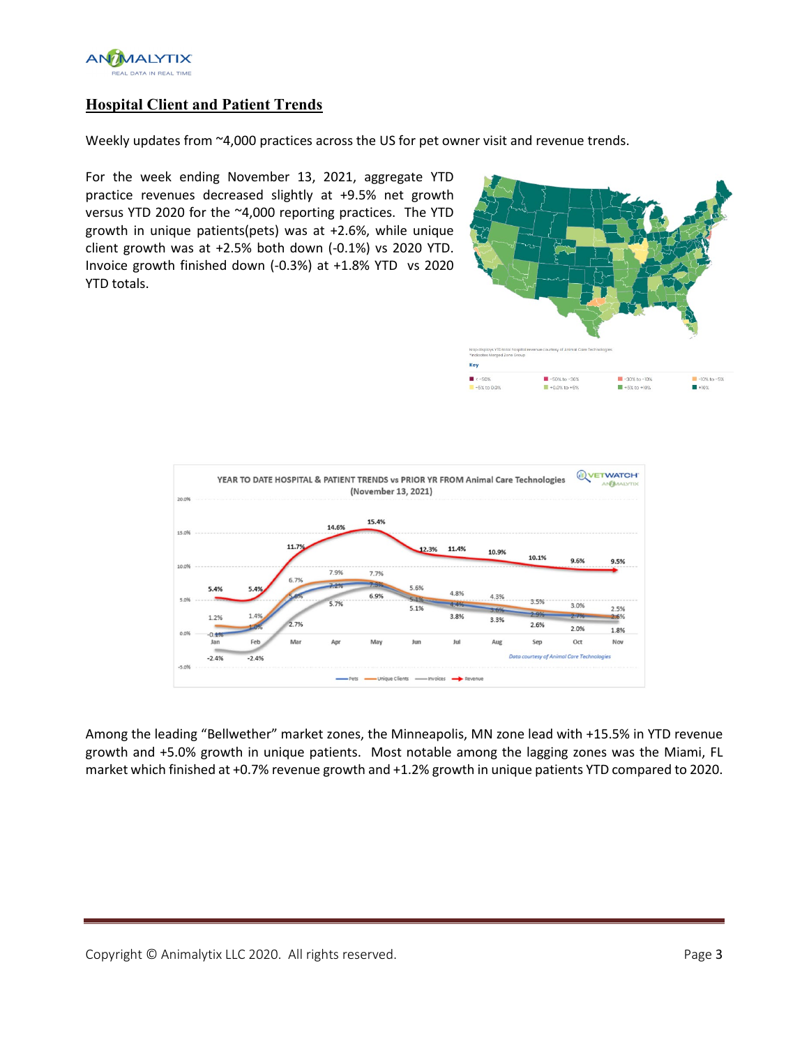## Hospital Client and Patient Trends

Weekly updates from ~4,000 practices across the US for pet owner visit and revenue trends.

For the week ending November 13, 2021, aggregate YTD practice revenues decreased slightly at +9.5% net growth versus YTD 2020 for the ~4,000 reporting practices. The YTD growth in unique patients(pets) was at +2.6%, while unique client growth was at +2.5% both down (-0.1%) vs 2020 YTD. Invoice growth finished down (-0.3%) at +1.8% YTD vs 2020 YTD totals.

Among the leading "Bellwether" market zones, the Minneapolis, MN zone lead with +15.5% in YTD revenue growth and +5.0% growth in unique patients. Most notable among the lagging zones was the Miami, FL market which finished at +0.7% revenue growth and +1.2% growth in unique patients YTD compared to 2020.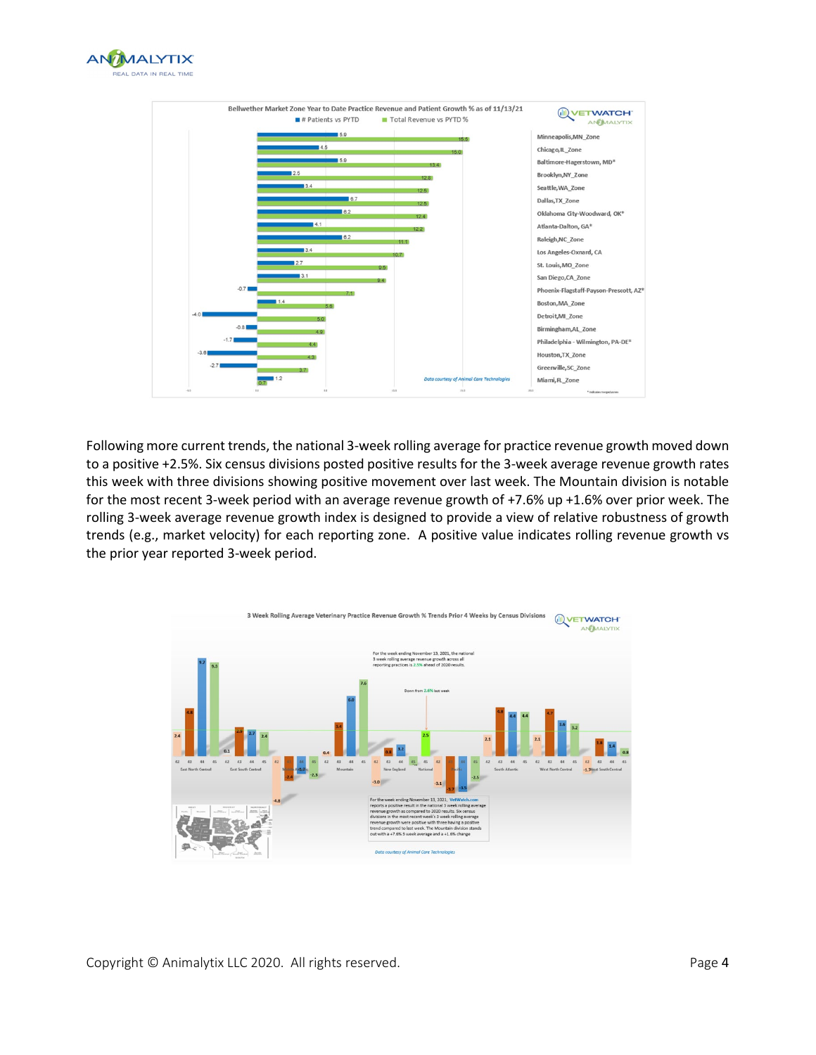**Bellwether Market Zone Year to Date Practice Revenue and Patient Growth % as of 11/13/21**

| Market Zone | # Patients vs PYTD | Total Revenue vs PYTD % |
|---|---|---|
| Minneapolis,MN_Zone | 6.9 | 15.5 |
| Chicago,IL_Zone | 4.5 | 15.0 |
| Baltimore-Hagerstown, MD* | 5.9 | 13.4 |
| Brooklyn,NY_Zone | 2.5 | 12.8 |
| Seattle,WA_Zone | 3.4 | 12.5 |
| Dallas,TX_Zone | 6.7 | 12.5 |
| Oklahoma City-Woodward, OK* | 6.2 | 12.4 |
| Atlanta-Dalton, GA* | 4.1 | 12.2 |
| Raleigh,NC_Zone | 6.2 | 11.1 |
| Los Angeles-Oxnard, CA | 3.4 | 10.7 |
| St. Louis,MO_Zone | 2.7 | 9.5 |
| San Diego,CA_Zone | 3.1 | 9.4 |
| Phoenix-Flagstaff-Payson-Prescott, AZ* | -0.7 | 7.1 |
| Boston,MA_Zone | 1.4 | 5.6 |
| Detroit,MI_Zone | -4.0 | 5.0 |
| Birmingham,AL_Zone | -0.8 | 4.9 |
| Philadelphia - Wilmington, PA-DE* | -1.7 | 4.4 |
| Houston,TX_Zone | -3.6 | 4.3 |
| Greenville,SC_Zone | -2.7 | 3.7 |
| Miami,FL_Zone | 1.2 | 0.7 |

*Data courtesy of Animal Care Technologies*

\* indicates merged zones

Following more current trends, the national 3-week rolling average for practice revenue growth moved down to a positive +2.5%. Six census divisions posted positive results for the 3-week average revenue growth rates this week with three divisions showing positive movement over last week. The Mountain division is notable for the most recent 3-week period with an average revenue growth of +7.6% up +1.6% over prior week. The rolling 3-week average revenue growth index is designed to provide a view of relative robustness of growth trends (e.g., market velocity) for each reporting zone. A positive value indicates rolling revenue growth vs the prior year reported 3-week period.

**3 Week Rolling Average Veterinary Practice Revenue Growth % Trends Prior 4 Weeks by Census Divisions**

For the week ending November 13, 2021, the national 3 week rolling average revenue growth across all reporting practices is 2.5% ahead of 2020 results.

Down from 2.6% last week

For the week ending November 13, 2021, VetWatch.com reports a positive result in the national 3 week rolling average revenue growth as compared to 2020 results. Six census divisions in the most recent week's 3 week rolling average revenue growth were positive with three having a positive trend compared to last week. The Mountain division stands out with a +7.6% 3 week average and a +1.6% change

*Data courtesy of Animal Care Technologies*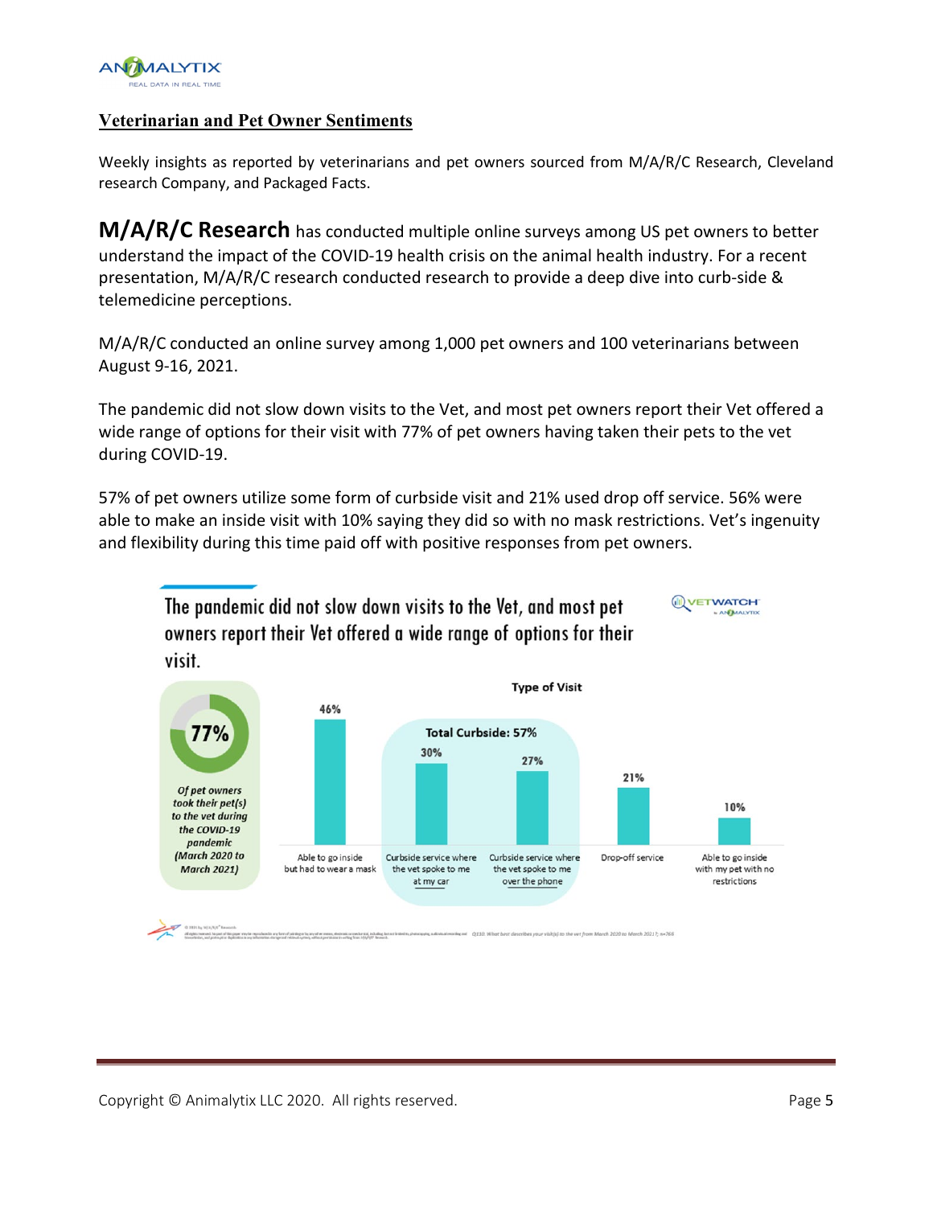## Veterinarian and Pet Owner Sentiments

Weekly insights as reported by veterinarians and pet owners sourced from M/A/R/C Research, Cleveland research Company, and Packaged Facts.

**M/A/R/C Research** has conducted multiple online surveys among US pet owners to better understand the impact of the COVID-19 health crisis on the animal health industry. For a recent presentation, M/A/R/C research conducted research to provide a deep dive into curb-side & telemedicine perceptions.

M/A/R/C conducted an online survey among 1,000 pet owners and 100 veterinarians between August 9-16, 2021.

The pandemic did not slow down visits to the Vet, and most pet owners report their Vet offered a wide range of options for their visit with 77% of pet owners having taken their pets to the vet during COVID-19.

57% of pet owners utilize some form of curbside visit and 21% used drop off service. 56% were able to make an inside visit with 10% saying they did so with no mask restrictions. Vet's ingenuity and flexibility during this time paid off with positive responses from pet owners.

### The pandemic did not slow down visits to the Vet, and most pet owners report their Vet offered a wide range of options for their visit.

**77%** *Of pet owners took their pet(s) to the vet during the COVID-19 pandemic (March 2020 to March 2021)*

**Type of Visit**

| Type of Visit | % |
|---|---|
| Able to go inside but had to wear a mask | 46% |
| Curbside service where the vet spoke to me at my car | 30% |
| Curbside service where the vet spoke to me over the phone | 27% |
| Drop-off service | 21% |
| Able to go inside with my pet with no restrictions | 10% |

**Total Curbside: 57%**

Q110. What best describes your visit(s) to the vet from March 2020 to March 2021?; n=766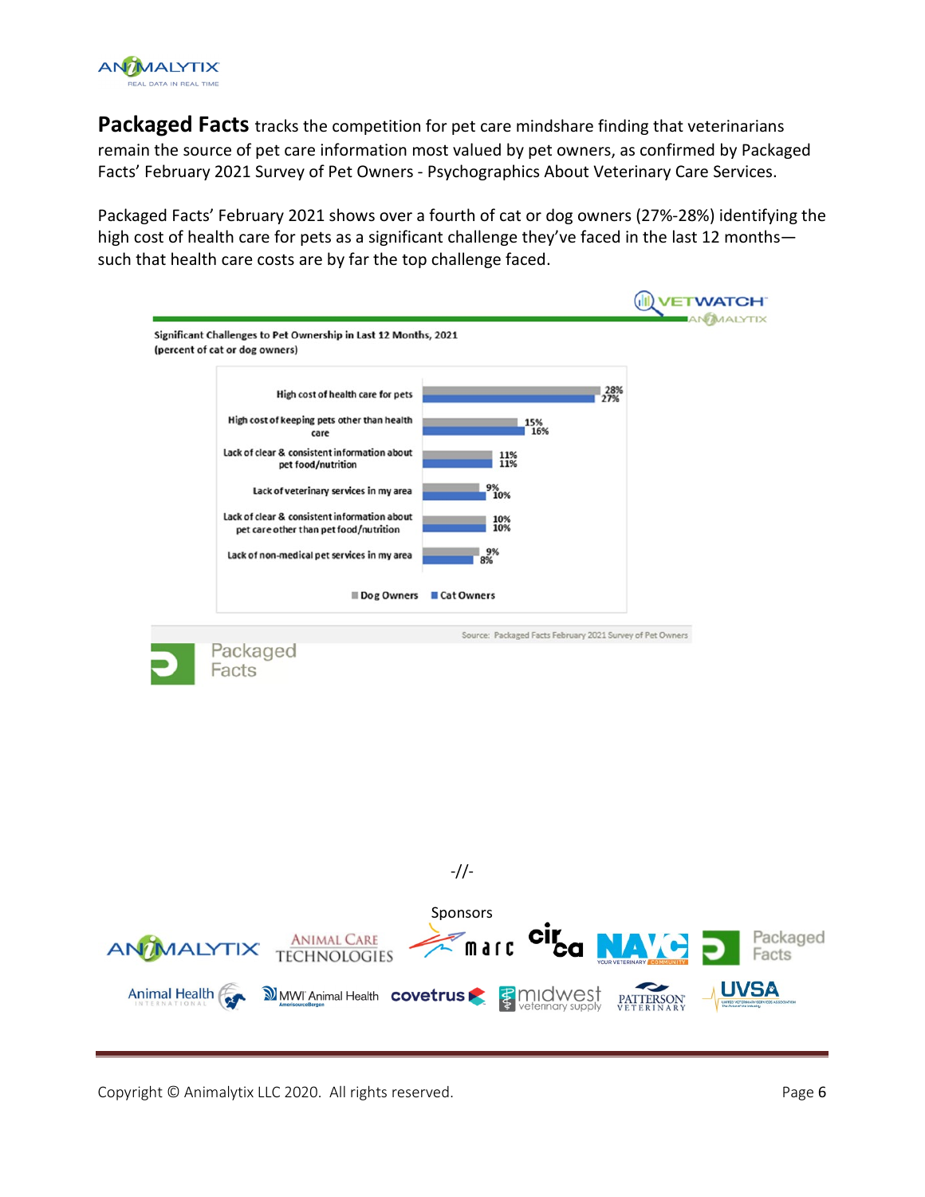**Packaged Facts** tracks the competition for pet care mindshare finding that veterinarians remain the source of pet care information most valued by pet owners, as confirmed by Packaged Facts' February 2021 Survey of Pet Owners - Psychographics About Veterinary Care Services.

Packaged Facts' February 2021 shows over a fourth of cat or dog owners (27%-28%) identifying the high cost of health care for pets as a significant challenge they've faced in the last 12 months—such that health care costs are by far the top challenge faced.

Significant Challenges to Pet Ownership in Last 12 Months, 2021
(percent of cat or dog owners)

High cost of health care for pets
28%
27%

High cost of keeping pets other than health care
15%
16%

Lack of clear & consistent information about pet food/nutrition
11%
11%

Lack of veterinary services in my area
9%
10%

Lack of clear & consistent information about pet care other than pet food/nutrition
10%
10%

Lack of non-medical pet services in my area
9%
8%

Dog Owners
Cat Owners

Source: Packaged Facts February 2021 Survey of Pet Owners

-//-

Sponsors

Copyright © Animalytix LLC 2020. All rights reserved.